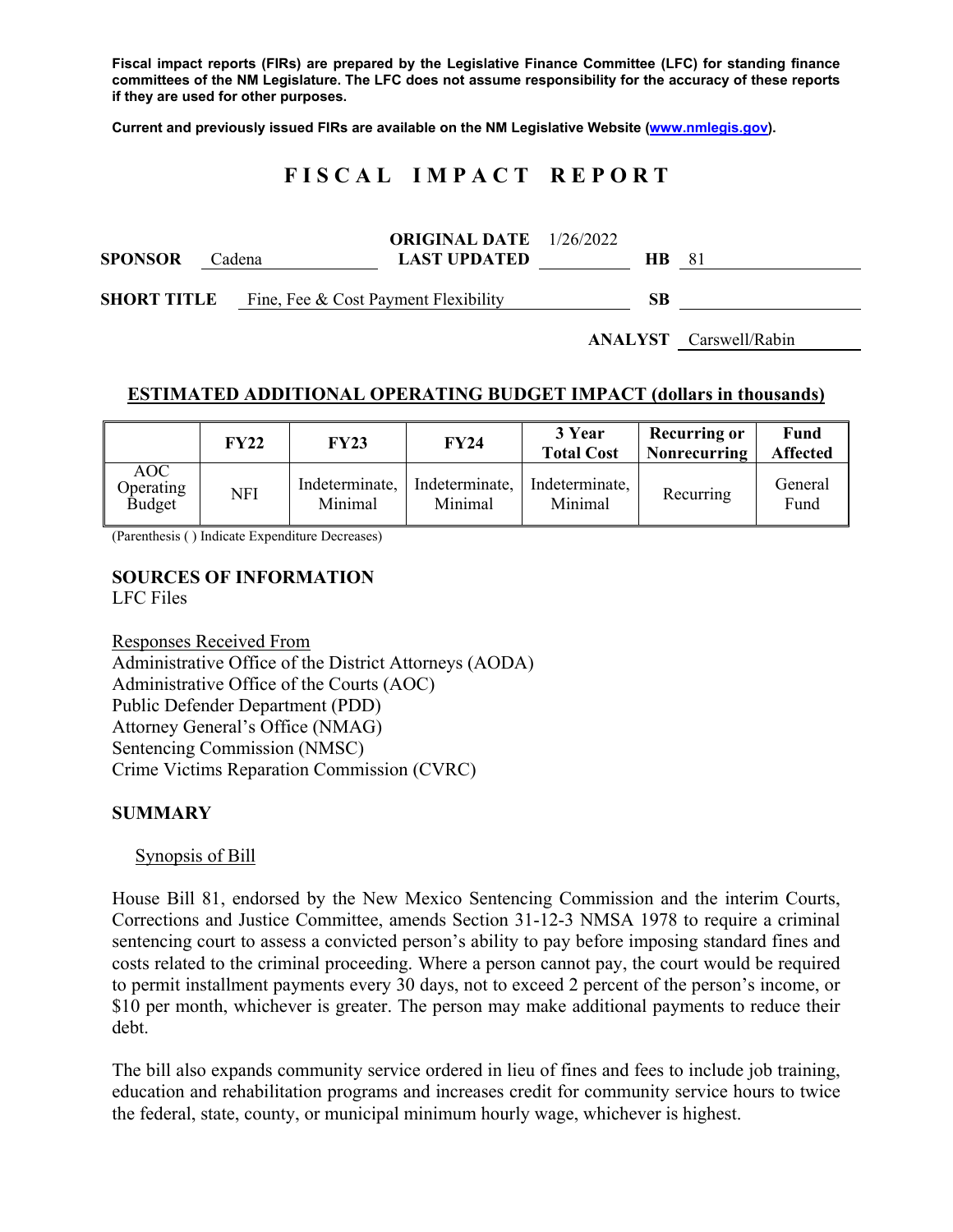**Fiscal impact reports (FIRs) are prepared by the Legislative Finance Committee (LFC) for standing finance committees of the NM Legislature. The LFC does not assume responsibility for the accuracy of these reports if they are used for other purposes.**

**Current and previously issued FIRs are available on the NM Legislative Website (www.nmlegis.gov).**

# FISCAL IMPACT REPORT

| | | | | | |
|---|---|---|---|---|---|
| **SPONSOR** | Cadena | **ORIGINAL DATE** / **LAST UPDATED** | 1/26/2022 | **HB** | 81 |
| **SHORT TITLE** | Fine, Fee & Cost Payment Flexibility | | | **SB** | |
| | | | | **ANALYST** | Carswell/Rabin |

## ESTIMATED ADDITIONAL OPERATING BUDGET IMPACT (dollars in thousands)

| | FY22 | FY23 | FY24 | 3 Year Total Cost | Recurring or Nonrecurring | Fund Affected |
|---|---|---|---|---|---|---|
| AOC Operating Budget | NFI | Indeterminate, Minimal | Indeterminate, Minimal | Indeterminate, Minimal | Recurring | General Fund |

(Parenthesis ( ) Indicate Expenditure Decreases)

## SOURCES OF INFORMATION

LFC Files

Responses Received From
Administrative Office of the District Attorneys (AODA)
Administrative Office of the Courts (AOC)
Public Defender Department (PDD)
Attorney General's Office (NMAG)
Sentencing Commission (NMSC)
Crime Victims Reparation Commission (CVRC)

## SUMMARY

### Synopsis of Bill

House Bill 81, endorsed by the New Mexico Sentencing Commission and the interim Courts, Corrections and Justice Committee, amends Section 31-12-3 NMSA 1978 to require a criminal sentencing court to assess a convicted person's ability to pay before imposing standard fines and costs related to the criminal proceeding. Where a person cannot pay, the court would be required to permit installment payments every 30 days, not to exceed 2 percent of the person's income, or $10 per month, whichever is greater. The person may make additional payments to reduce their debt.

The bill also expands community service ordered in lieu of fines and fees to include job training, education and rehabilitation programs and increases credit for community service hours to twice the federal, state, county, or municipal minimum hourly wage, whichever is highest.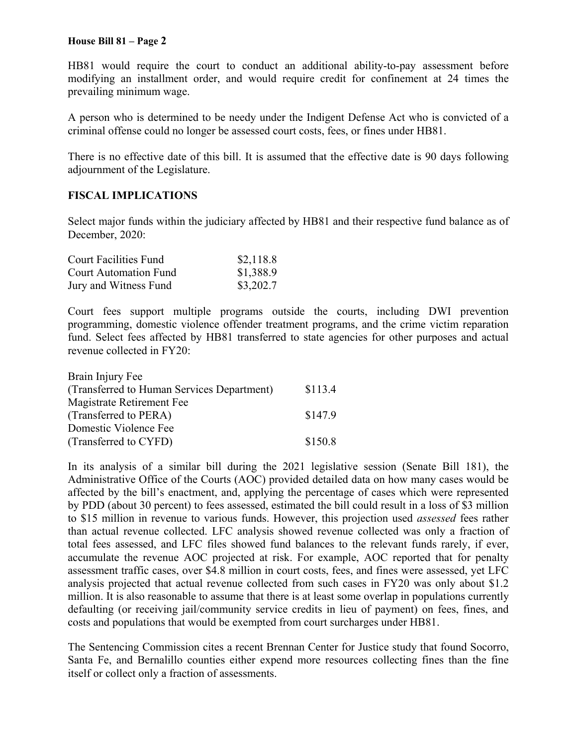HB81 would require the court to conduct an additional ability-to-pay assessment before modifying an installment order, and would require credit for confinement at 24 times the prevailing minimum wage.

A person who is determined to be needy under the Indigent Defense Act who is convicted of a criminal offense could no longer be assessed court costs, fees, or fines under HB81.

There is no effective date of this bill. It is assumed that the effective date is 90 days following adjournment of the Legislature.

## FISCAL IMPLICATIONS

Select major funds within the judiciary affected by HB81 and their respective fund balance as of December, 2020:

| | |
|---|---|
| Court Facilities Fund | \$2,118.8 |
| Court Automation Fund | \$1,388.9 |
| Jury and Witness Fund | \$3,202.7 |

Court fees support multiple programs outside the courts, including DWI prevention programming, domestic violence offender treatment programs, and the crime victim reparation fund. Select fees affected by HB81 transferred to state agencies for other purposes and actual revenue collected in FY20:

| | |
|---|---|
| Brain Injury Fee (Transferred to Human Services Department) | \$113.4 |
| Magistrate Retirement Fee (Transferred to PERA) | \$147.9 |
| Domestic Violence Fee (Transferred to CYFD) | \$150.8 |

In its analysis of a similar bill during the 2021 legislative session (Senate Bill 181), the Administrative Office of the Courts (AOC) provided detailed data on how many cases would be affected by the bill's enactment, and, applying the percentage of cases which were represented by PDD (about 30 percent) to fees assessed, estimated the bill could result in a loss of \$3 million to \$15 million in revenue to various funds. However, this projection used *assessed* fees rather than actual revenue collected. LFC analysis showed revenue collected was only a fraction of total fees assessed, and LFC files showed fund balances to the relevant funds rarely, if ever, accumulate the revenue AOC projected at risk. For example, AOC reported that for penalty assessment traffic cases, over \$4.8 million in court costs, fees, and fines were assessed, yet LFC analysis projected that actual revenue collected from such cases in FY20 was only about \$1.2 million. It is also reasonable to assume that there is at least some overlap in populations currently defaulting (or receiving jail/community service credits in lieu of payment) on fees, fines, and costs and populations that would be exempted from court surcharges under HB81.

The Sentencing Commission cites a recent Brennan Center for Justice study that found Socorro, Santa Fe, and Bernalillo counties either expend more resources collecting fines than the fine itself or collect only a fraction of assessments.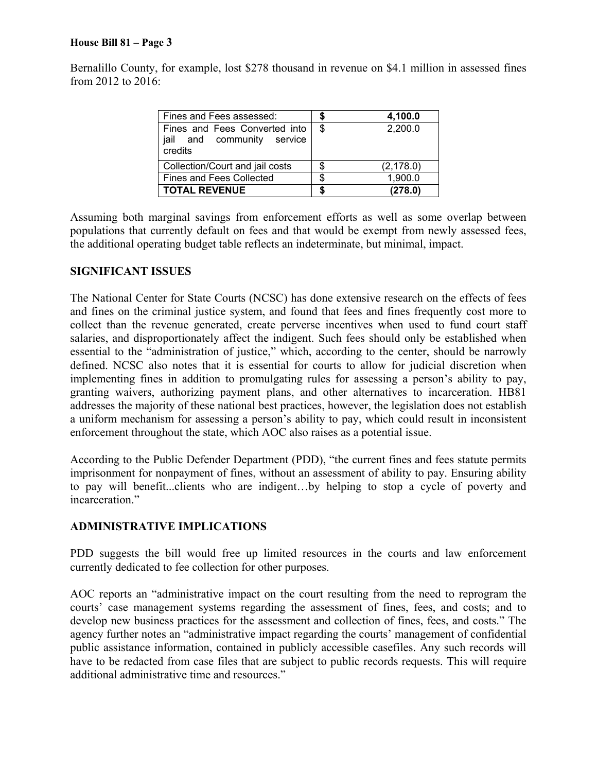Bernalillo County, for example, lost $278 thousand in revenue on $4.1 million in assessed fines from 2012 to 2016:

| Fines and Fees assessed: | **$ 4,100.0** |
|---|---|
| Fines and Fees Converted into jail and community service credits | $ 2,200.0 |
| Collection/Court and jail costs | $ (2,178.0) |
| Fines and Fees Collected | $ 1,900.0 |
| **TOTAL REVENUE** | **$ (278.0)** |

Assuming both marginal savings from enforcement efforts as well as some overlap between populations that currently default on fees and that would be exempt from newly assessed fees, the additional operating budget table reflects an indeterminate, but minimal, impact.

**SIGNIFICANT ISSUES**

The National Center for State Courts (NCSC) has done extensive research on the effects of fees and fines on the criminal justice system, and found that fees and fines frequently cost more to collect than the revenue generated, create perverse incentives when used to fund court staff salaries, and disproportionately affect the indigent. Such fees should only be established when essential to the "administration of justice," which, according to the center, should be narrowly defined. NCSC also notes that it is essential for courts to allow for judicial discretion when implementing fines in addition to promulgating rules for assessing a person's ability to pay, granting waivers, authorizing payment plans, and other alternatives to incarceration. HB81 addresses the majority of these national best practices, however, the legislation does not establish a uniform mechanism for assessing a person's ability to pay, which could result in inconsistent enforcement throughout the state, which AOC also raises as a potential issue.

According to the Public Defender Department (PDD), "the current fines and fees statute permits imprisonment for nonpayment of fines, without an assessment of ability to pay. Ensuring ability to pay will benefit...clients who are indigent…by helping to stop a cycle of poverty and incarceration."

**ADMINISTRATIVE IMPLICATIONS**

PDD suggests the bill would free up limited resources in the courts and law enforcement currently dedicated to fee collection for other purposes.

AOC reports an "administrative impact on the court resulting from the need to reprogram the courts' case management systems regarding the assessment of fines, fees, and costs; and to develop new business practices for the assessment and collection of fines, fees, and costs." The agency further notes an "administrative impact regarding the courts' management of confidential public assistance information, contained in publicly accessible casefiles. Any such records will have to be redacted from case files that are subject to public records requests. This will require additional administrative time and resources."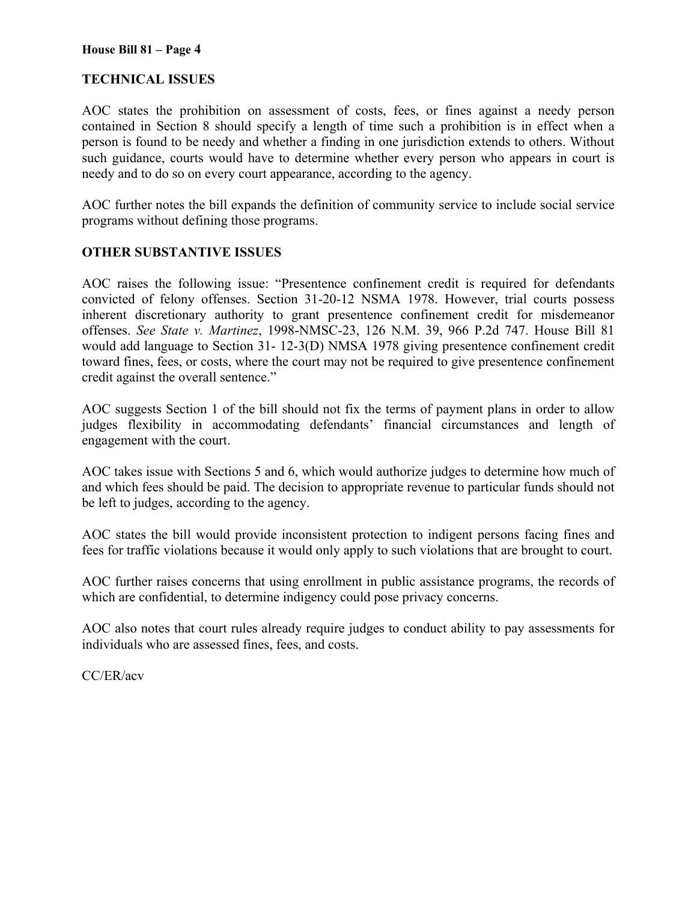## TECHNICAL ISSUES

AOC states the prohibition on assessment of costs, fees, or fines against a needy person contained in Section 8 should specify a length of time such a prohibition is in effect when a person is found to be needy and whether a finding in one jurisdiction extends to others. Without such guidance, courts would have to determine whether every person who appears in court is needy and to do so on every court appearance, according to the agency.

AOC further notes the bill expands the definition of community service to include social service programs without defining those programs.

## OTHER SUBSTANTIVE ISSUES

AOC raises the following issue: "Presentence confinement credit is required for defendants convicted of felony offenses. Section 31-20-12 NSMA 1978. However, trial courts possess inherent discretionary authority to grant presentence confinement credit for misdemeanor offenses. *See State v. Martinez*, 1998-NMSC-23, 126 N.M. 39, 966 P.2d 747. House Bill 81 would add language to Section 31- 12-3(D) NMSA 1978 giving presentence confinement credit toward fines, fees, or costs, where the court may not be required to give presentence confinement credit against the overall sentence."

AOC suggests Section 1 of the bill should not fix the terms of payment plans in order to allow judges flexibility in accommodating defendants' financial circumstances and length of engagement with the court.

AOC takes issue with Sections 5 and 6, which would authorize judges to determine how much of and which fees should be paid. The decision to appropriate revenue to particular funds should not be left to judges, according to the agency.

AOC states the bill would provide inconsistent protection to indigent persons facing fines and fees for traffic violations because it would only apply to such violations that are brought to court.

AOC further raises concerns that using enrollment in public assistance programs, the records of which are confidential, to determine indigency could pose privacy concerns.

AOC also notes that court rules already require judges to conduct ability to pay assessments for individuals who are assessed fines, fees, and costs.

CC/ER/acv